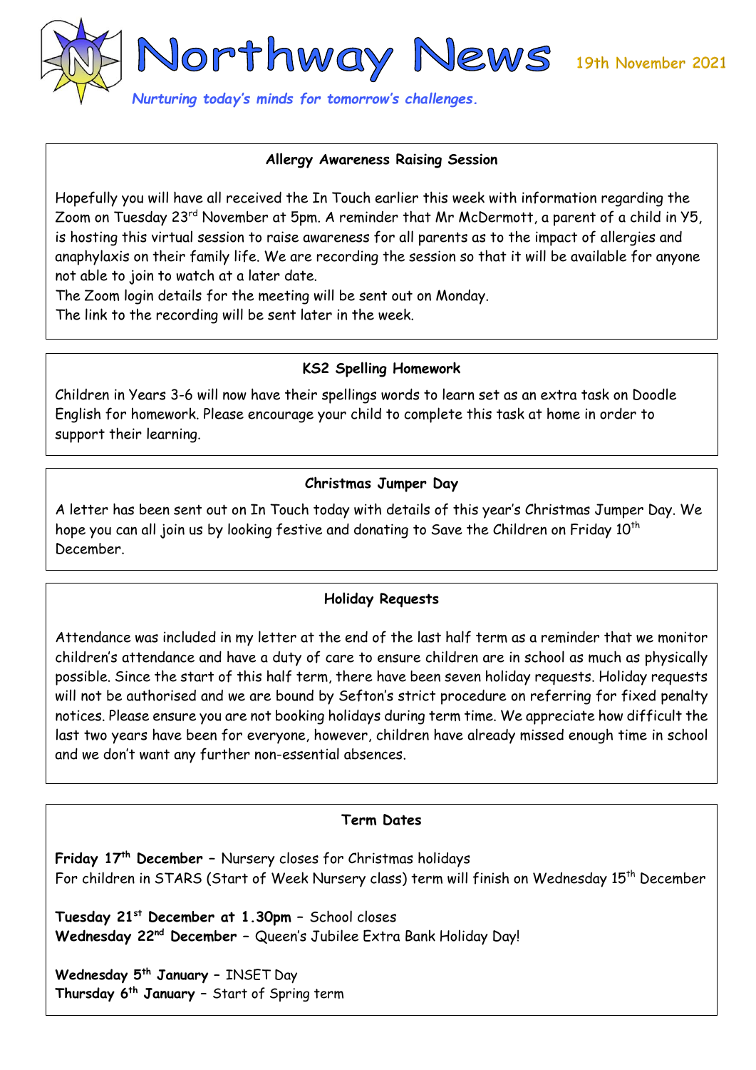# Northway News

19th November 2021

*Nurturing today's minds for tomorrow's challenges.*

## Allergy Awareness Raising Session

Hopefully you will have all received the In Touch earlier this week with information regarding the Zoom on Tuesday 23rd November at 5pm. A reminder that Mr McDermott, a parent of a child in Y5, is hosting this virtual session to raise awareness for all parents as to the impact of allergies and anaphylaxis on their family life. We are recording the session so that it will be available for anyone not able to join to watch at a later date.

The Zoom login details for the meeting will be sent out on Monday.

The link to the recording will be sent later in the week.

## KS2 Spelling Homework

Children in Years 3-6 will now have their spellings words to learn set as an extra task on Doodle English for homework. Please encourage your child to complete this task at home in order to support their learning.

## Christmas Jumper Day

A letter has been sent out on In Touch today with details of this year's Christmas Jumper Day. We hope you can all join us by looking festive and donating to Save the Children on Friday 10th December.

## Holiday Requests

Attendance was included in my letter at the end of the last half term as a reminder that we monitor children's attendance and have a duty of care to ensure children are in school as much as physically possible. Since the start of this half term, there have been seven holiday requests. Holiday requests will not be authorised and we are bound by Sefton's strict procedure on referring for fixed penalty notices. Please ensure you are not booking holidays during term time. We appreciate how difficult the last two years have been for everyone, however, children have already missed enough time in school and we don't want any further non-essential absences.

## Term Dates

**Friday 17th December** – Nursery closes for Christmas holidays
For children in STARS (Start of Week Nursery class) term will finish on Wednesday 15th December

**Tuesday 21st December at 1.30pm** – School closes
**Wednesday 22nd December** – Queen's Jubilee Extra Bank Holiday Day!

**Wednesday 5th January** – INSET Day
**Thursday 6th January** – Start of Spring term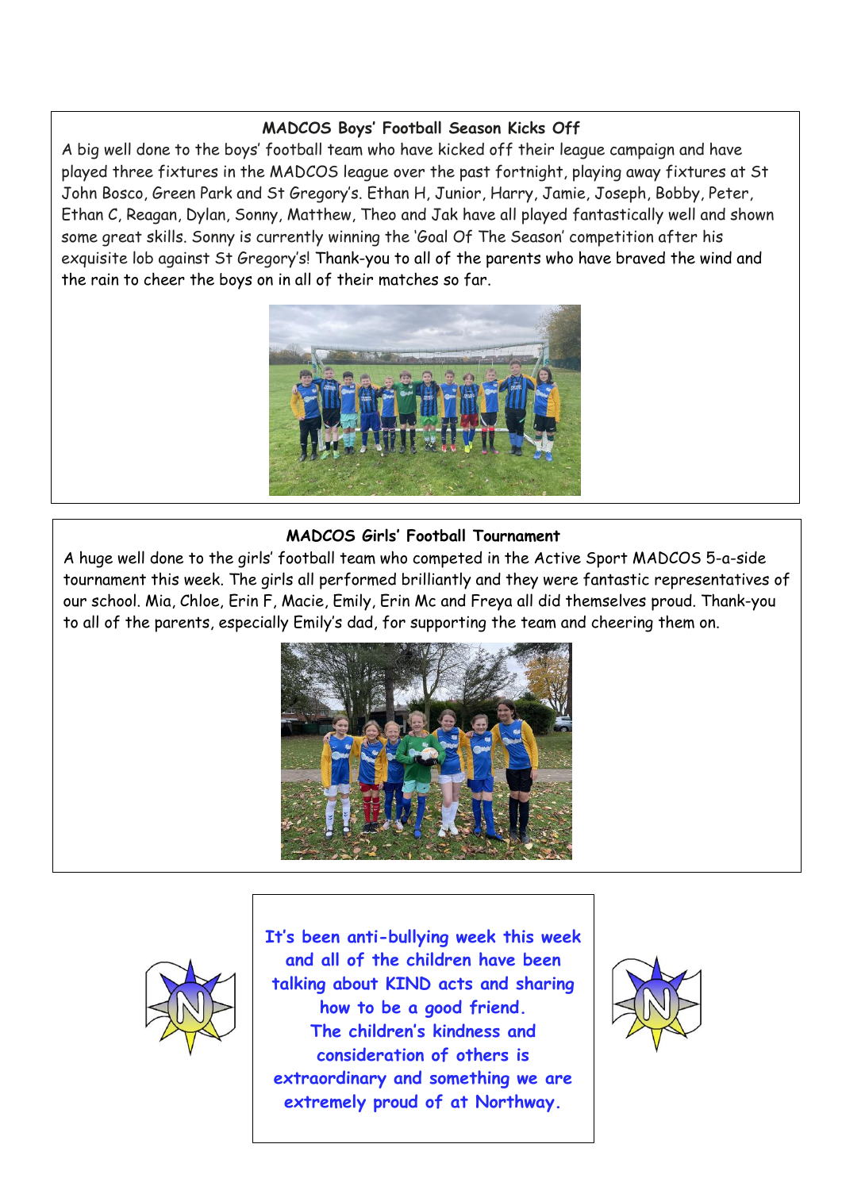## MADCOS Boys' Football Season Kicks Off

A big well done to the boys' football team who have kicked off their league campaign and have played three fixtures in the MADCOS league over the past fortnight, playing away fixtures at St John Bosco, Green Park and St Gregory's. Ethan H, Junior, Harry, Jamie, Joseph, Bobby, Peter, Ethan C, Reagan, Dylan, Sonny, Matthew, Theo and Jak have all played fantastically well and shown some great skills. Sonny is currently winning the 'Goal Of The Season' competition after his exquisite lob against St Gregory's! Thank-you to all of the parents who have braved the wind and the rain to cheer the boys on in all of their matches so far.

## MADCOS Girls' Football Tournament

A huge well done to the girls' football team who competed in the Active Sport MADCOS 5-a-side tournament this week. The girls all performed brilliantly and they were fantastic representatives of our school. Mia, Chloe, Erin F, Macie, Emily, Erin Mc and Freya all did themselves proud. Thank-you to all of the parents, especially Emily's dad, for supporting the team and cheering them on.

**It's been anti-bullying week this week and all of the children have been talking about KIND acts and sharing how to be a good friend. The children's kindness and consideration of others is extraordinary and something we are extremely proud of at Northway.**